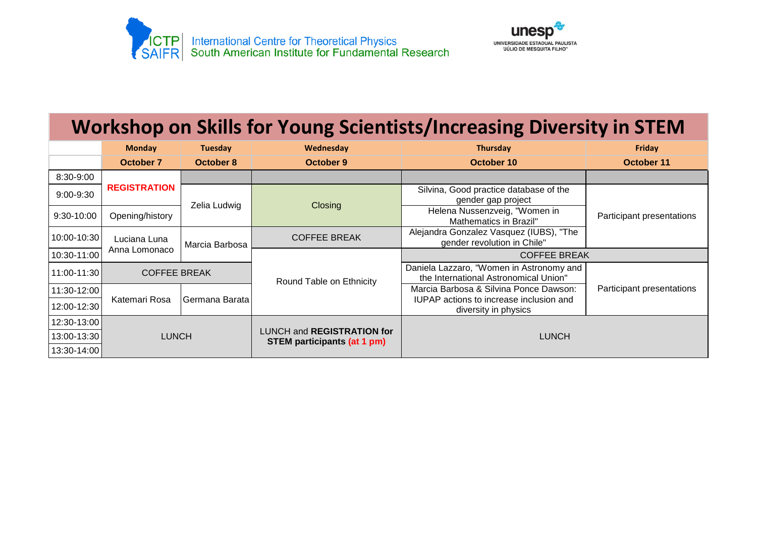International Centre for Theoretical Physics
South American Institute for Fundamental Research

UNIVERSIDADE ESTADUAL PAULISTA "JÚLIO DE MESQUITA FILHO"

# Workshop on Skills for Young Scientists/Increasing Diversity in STEM

| | Monday | Tuesday | Wednesday | Thursday | Friday |
|---|---|---|---|---|---|
| | October 7 | October 8 | October 9 | October 10 | October 11 |
| 8:30-9:00 | **REGISTRATION** | | | | |
| 9:00-9:30 | | Zelia Ludwig | Closing | Silvina, Good practice database of the gender gap project | Participant presentations |
| 9:30-10:00 | Opening/history | | | Helena Nussenzveig, "Women in Mathematics in Brazil" | |
| 10:00-10:30 | Luciana Luna Anna Lomonaco | Marcia Barbosa | COFFEE BREAK | Alejandra Gonzalez Vasquez (IUBS), "The gender revolution in Chile" | |
| 10:30-11:00 | | | Round Table on Ethnicity | COFFEE BREAK | |
| 11:00-11:30 | COFFEE BREAK | | | Daniela Lazzaro, "Women in Astronomy and the International Astronomical Union" | Participant presentations |
| 11:30-12:00 | Katemari Rosa | Germana Barata | | Marcia Barbosa & Silvina Ponce Dawson: IUPAP actions to increase inclusion and diversity in physics | |
| 12:00-12:30 | | | | | |
| 12:30-13:00 | LUNCH | | LUNCH and **REGISTRATION for STEM participants (at 1 pm)** | LUNCH | |
| 13:00-13:30 | | | | | |
| 13:30-14:00 | | | | | |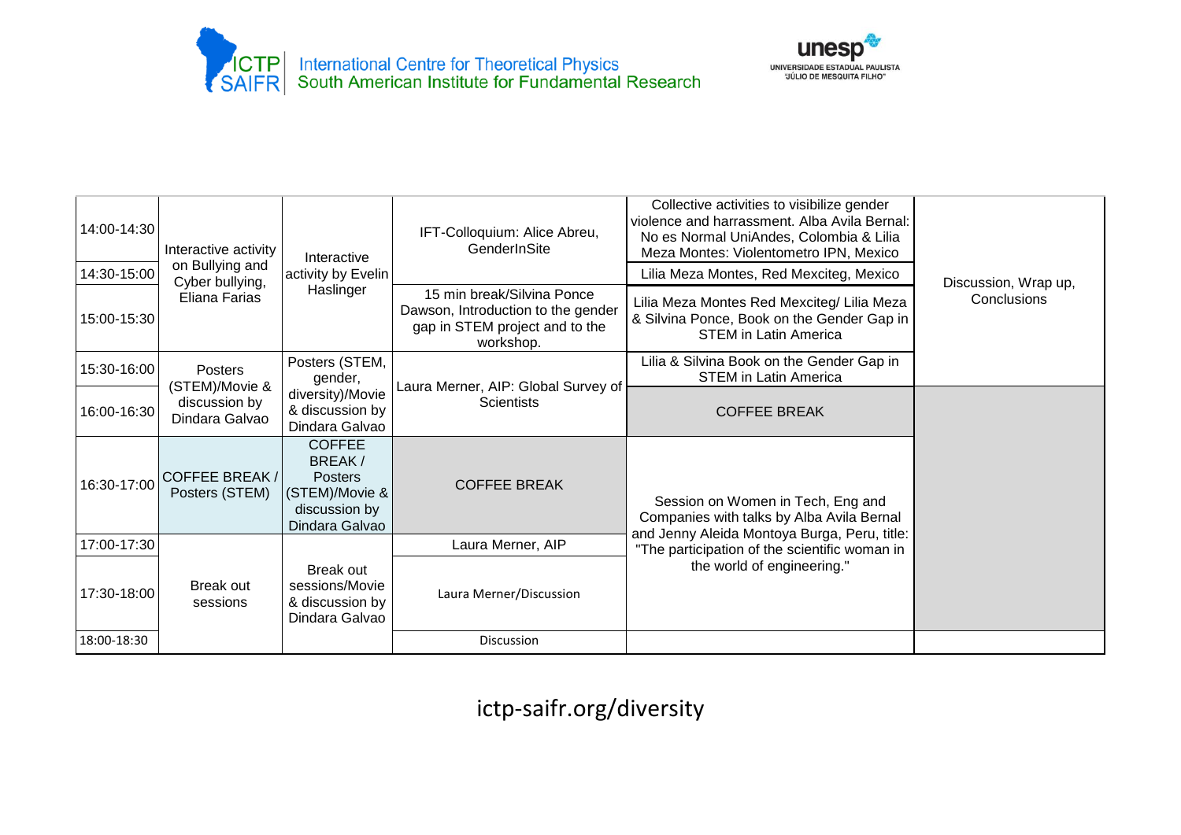| | | | | | |
|---|---|---|---|---|---|
| 14:00-14:30 | Interactive activity on Bullying and Cyber bullying, Eliana Farias | Interactive activity by Evelin Haslinger | IFT-Colloquium: Alice Abreu, GenderInSite | Collective activities to visibilize gender violence and harrassment. Alba Avila Bernal: No es Normal UniAndes, Colombia & Lilia Meza Montes: Violentometro IPN, Mexico | Discussion, Wrap up, Conclusions |
| 14:30-15:00 | | | | Lilia Meza Montes, Red Mexciteg, Mexico | |
| 15:00-15:30 | | | 15 min break/Silvina Ponce Dawson, Introduction to the gender gap in STEM project and to the workshop. | Lilia Meza Montes Red Mexciteg/ Lilia Meza & Silvina Ponce, Book on the Gender Gap in STEM in Latin America | |
| 15:30-16:00 | Posters (STEM)/Movie & discussion by Dindara Galvao | Posters (STEM, gender, diversity)/Movie & discussion by Dindara Galvao | Laura Merner, AIP: Global Survey of Scientists | Lilia & Silvina Book on the Gender Gap in STEM in Latin America | |
| 16:00-16:30 | | | | COFFEE BREAK | |
| 16:30-17:00 | COFFEE BREAK / Posters (STEM) | COFFEE BREAK / Posters (STEM)/Movie & discussion by Dindara Galvao | COFFEE BREAK | Session on Women in Tech, Eng and Companies with talks by Alba Avila Bernal and Jenny Aleida Montoya Burga, Peru, title: "The participation of the scientific woman in the world of engineering." | |
| 17:00-17:30 | Break out sessions | Break out sessions/Movie & discussion by Dindara Galvao | Laura Merner, AIP | | |
| 17:30-18:00 | | | Laura Merner/Discussion | | |
| 18:00-18:30 | | | Discussion | | |

ictp-saifr.org/diversity